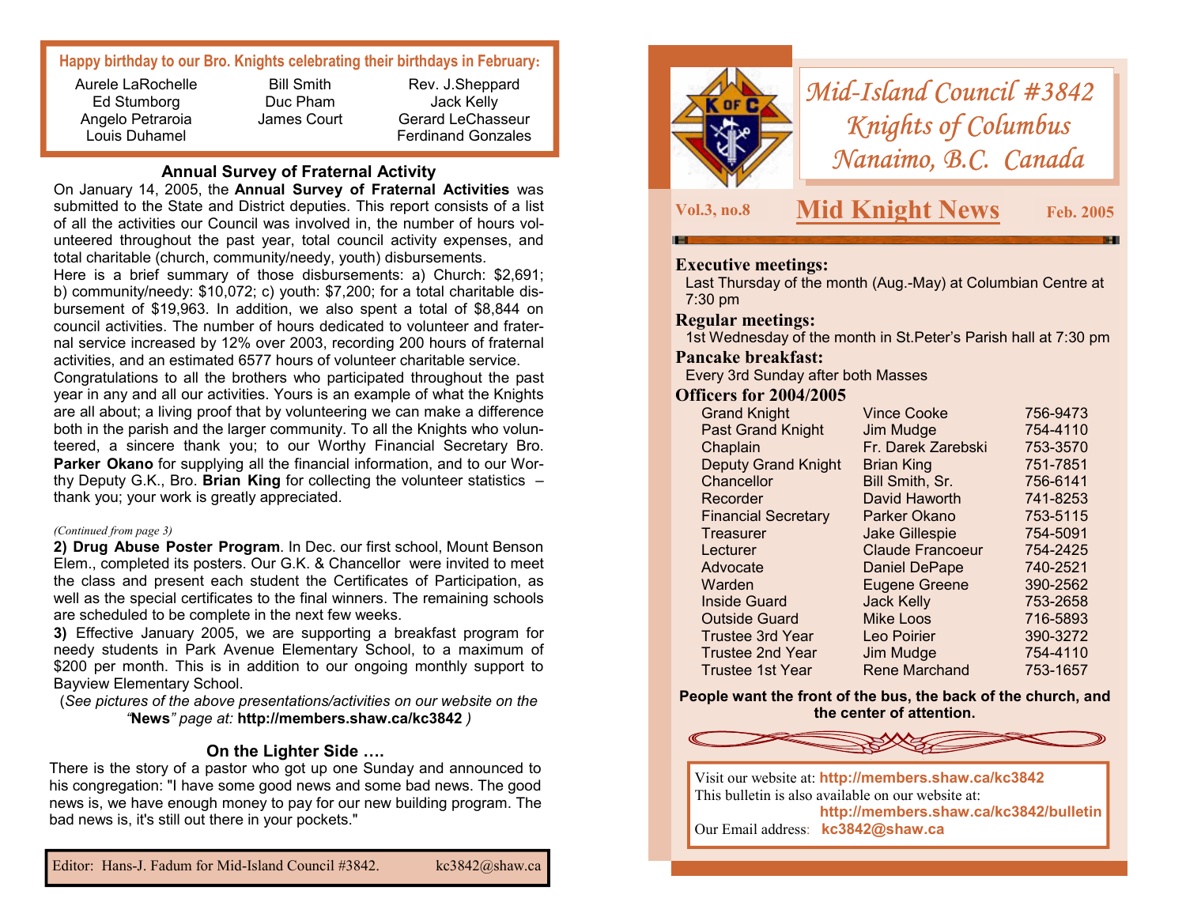# Mid-Island Council #3842 Knights of Columbus Nanaimo, B.C. Canada

**Vol.3, no.8** **Mid Knight News** **Feb. 2005**

### Executive meetings:

Last Thursday of the month (Aug.-May) at Columbian Centre at 7:30 pm

### Regular meetings:

1st Wednesday of the month in St.Peter's Parish hall at 7:30 pm

### Pancake breakfast:

Every 3rd Sunday after both Masses

### Officers for 2004/2005

| Office | Name | Phone |
|---|---|---|
| Grand Knight | Vince Cooke | 756-9473 |
| Past Grand Knight | Jim Mudge | 754-4110 |
| Chaplain | Fr. Darek Zarebski | 753-3570 |
| Deputy Grand Knight | Brian King | 751-7851 |
| Chancellor | Bill Smith, Sr. | 756-6141 |
| Recorder | David Haworth | 741-8253 |
| Financial Secretary | Parker Okano | 753-5115 |
| Treasurer | Jake Gillespie | 754-5091 |
| Lecturer | Claude Francoeur | 754-2425 |
| Advocate | Daniel DePape | 740-2521 |
| Warden | Eugene Greene | 390-2562 |
| Inside Guard | Jack Kelly | 753-2658 |
| Outside Guard | Mike Loos | 716-5893 |
| Trustee 3rd Year | Leo Poirier | 390-3272 |
| Trustee 2nd Year | Jim Mudge | 754-4110 |
| Trustee 1st Year | Rene Marchand | 753-1657 |

**People want the front of the bus, the back of the church, and the center of attention.**

Visit our website at: **http://members.shaw.ca/kc3842**
This bulletin is also available on our website at:
**http://members.shaw.ca/kc3842/bulletin**
Our Email address: **kc3842@shaw.ca**

---

**Happy birthday to our Bro. Knights celebrating their birthdays in February:**

| | | |
|---|---|---|
| Aurele LaRochelle | Bill Smith | Rev. J.Sheppard |
| Ed Stumborg | Duc Pham | Jack Kelly |
| Angelo Petraroia | James Court | Gerard LeChasseur |
| Louis Duhamel | | Ferdinand Gonzales |

## Annual Survey of Fraternal Activity

On January 14, 2005, the **Annual Survey of Fraternal Activities** was submitted to the State and District deputies. This report consists of a list of all the activities our Council was involved in, the number of hours volunteered throughout the past year, total council activity expenses, and total charitable (church, community/needy, youth) disbursements.

Here is a brief summary of those disbursements: a) Church: $2,691; b) community/needy: $10,072; c) youth: $7,200; for a total charitable disbursement of $19,963. In addition, we also spent a total of $8,844 on council activities. The number of hours dedicated to volunteer and fraternal service increased by 12% over 2003, recording 200 hours of fraternal activities, and an estimated 6577 hours of volunteer charitable service.

Congratulations to all the brothers who participated throughout the past year in any and all our activities. Yours is an example of what the Knights are all about; a living proof that by volunteering we can make a difference both in the parish and the larger community. To all the Knights who volunteered, a sincere thank you; to our Worthy Financial Secretary Bro. **Parker Okano** for supplying all the financial information, and to our Worthy Deputy G.K., Bro. **Brian King** for collecting the volunteer statistics – thank you; your work is greatly appreciated.

*(Continued from page 3)*

**2) Drug Abuse Poster Program**. In Dec. our first school, Mount Benson Elem., completed its posters. Our G.K. & Chancellor were invited to meet the class and present each student the Certificates of Participation, as well as the special certificates to the final winners. The remaining schools are scheduled to be complete in the next few weeks.

**3)** Effective January 2005, we are supporting a breakfast program for needy students in Park Avenue Elementary School, to a maximum of $200 per month. This is in addition to our ongoing monthly support to Bayview Elementary School.

(*See pictures of the above presentations/activities on our website on the "***News***" page at:* **http://members.shaw.ca/kc3842** *)*

## On the Lighter Side ….

There is the story of a pastor who got up one Sunday and announced to his congregation: "I have some good news and some bad news. The good news is, we have enough money to pay for our new building program. The bad news is, it's still out there in your pockets."

Editor: Hans-J. Fadum for Mid-Island Council #3842. kc3842@shaw.ca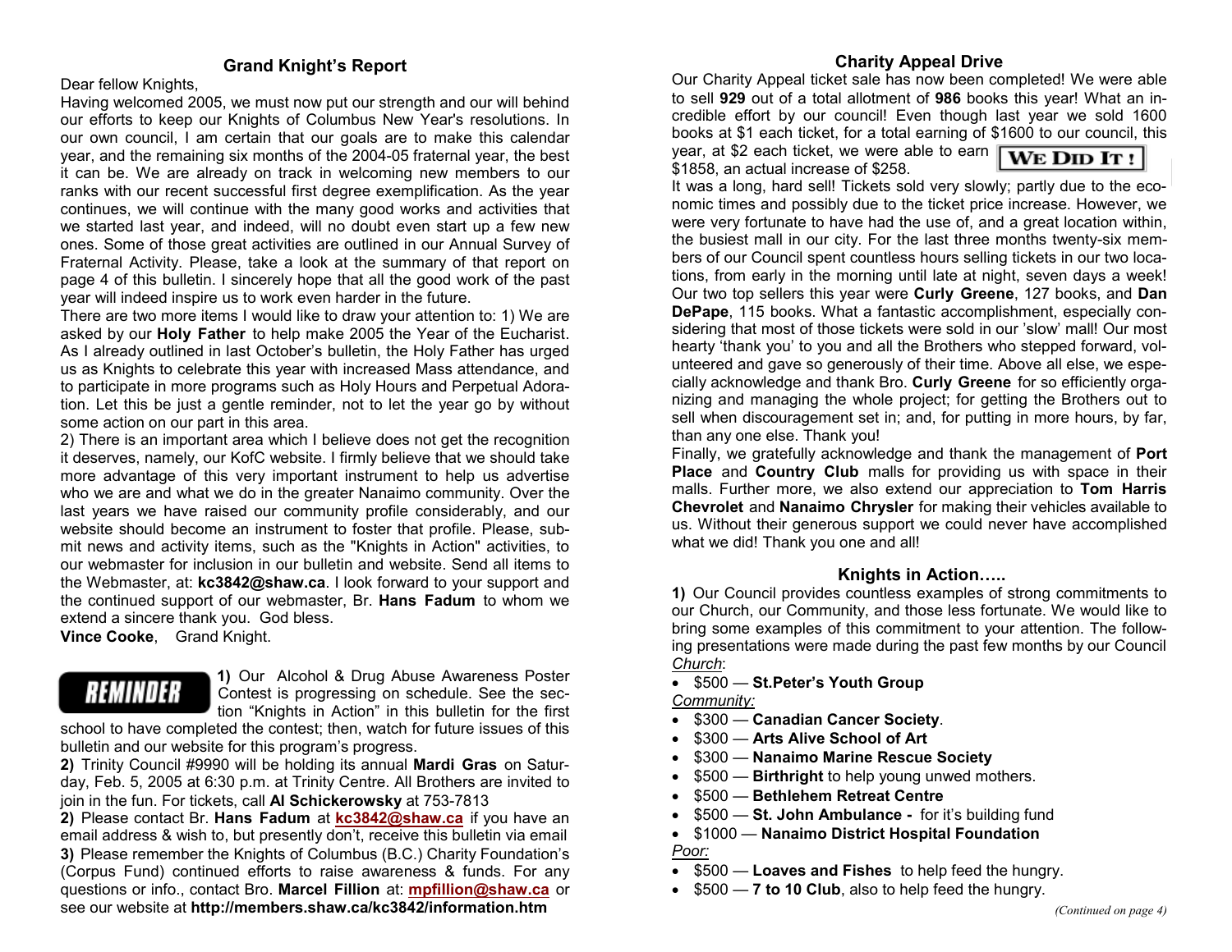## Grand Knight's Report

Dear fellow Knights,

Having welcomed 2005, we must now put our strength and our will behind our efforts to keep our Knights of Columbus New Year's resolutions. In our own council, I am certain that our goals are to make this calendar year, and the remaining six months of the 2004-05 fraternal year, the best it can be. We are already on track in welcoming new members to our ranks with our recent successful first degree exemplification. As the year continues, we will continue with the many good works and activities that we started last year, and indeed, will no doubt even start up a few new ones. Some of those great activities are outlined in our Annual Survey of Fraternal Activity. Please, take a look at the summary of that report on page 4 of this bulletin. I sincerely hope that all the good work of the past year will indeed inspire us to work even harder in the future.

There are two more items I would like to draw your attention to: 1) We are asked by our **Holy Father** to help make 2005 the Year of the Eucharist. As I already outlined in last October's bulletin, the Holy Father has urged us as Knights to celebrate this year with increased Mass attendance, and to participate in more programs such as Holy Hours and Perpetual Adoration. Let this be just a gentle reminder, not to let the year go by without some action on our part in this area.

2) There is an important area which I believe does not get the recognition it deserves, namely, our KofC website. I firmly believe that we should take more advantage of this very important instrument to help us advertise who we are and what we do in the greater Nanaimo community. Over the last years we have raised our community profile considerably, and our website should become an instrument to foster that profile. Please, submit news and activity items, such as the "Knights in Action" activities, to our webmaster for inclusion in our bulletin and website. Send all items to the Webmaster, at: **kc3842@shaw.ca**. I look forward to your support and the continued support of our webmaster, Br. **Hans Fadum** to whom we extend a sincere thank you. God bless.

**Vince Cooke**, Grand Knight.

REMINDER

**1)** Our Alcohol & Drug Abuse Awareness Poster Contest is progressing on schedule. See the section "Knights in Action" in this bulletin for the first school to have completed the contest; then, watch for future issues of this bulletin and our website for this program's progress.

**2)** Trinity Council #9990 will be holding its annual **Mardi Gras** on Saturday, Feb. 5, 2005 at 6:30 p.m. at Trinity Centre. All Brothers are invited to join in the fun. For tickets, call **Al Schickerowsky** at 753-7813

**2)** Please contact Br. **Hans Fadum** at **kc3842@shaw.ca** if you have an email address & wish to, but presently don't, receive this bulletin via email

**3)** Please remember the Knights of Columbus (B.C.) Charity Foundation's (Corpus Fund) continued efforts to raise awareness & funds. For any questions or info., contact Bro. **Marcel Fillion** at: **mpfillion@shaw.ca** or see our website at **http://members.shaw.ca/kc3842/information.htm**

## Charity Appeal Drive

Our Charity Appeal ticket sale has now been completed! We were able to sell **929** out of a total allotment of **986** books this year! What an incredible effort by our council! Even though last year we sold 1600 books at $1 each ticket, for a total earning of $1600 to our council, this year, at $2 each ticket, we were able to earn $1858, an actual increase of $258.

WE DID IT !

It was a long, hard sell! Tickets sold very slowly; partly due to the economic times and possibly due to the ticket price increase. However, we were very fortunate to have had the use of, and a great location within, the busiest mall in our city. For the last three months twenty-six members of our Council spent countless hours selling tickets in our two locations, from early in the morning until late at night, seven days a week! Our two top sellers this year were **Curly Greene**, 127 books, and **Dan DePape**, 115 books. What a fantastic accomplishment, especially considering that most of those tickets were sold in our 'slow' mall! Our most hearty 'thank you' to you and all the Brothers who stepped forward, volunteered and gave so generously of their time. Above all else, we especially acknowledge and thank Bro. **Curly Greene** for so efficiently organizing and managing the whole project; for getting the Brothers out to sell when discouragement set in; and, for putting in more hours, by far, than any one else. Thank you!

Finally, we gratefully acknowledge and thank the management of **Port Place** and **Country Club** malls for providing us with space in their malls. Further more, we also extend our appreciation to **Tom Harris Chevrolet** and **Nanaimo Chrysler** for making their vehicles available to us. Without their generous support we could never have accomplished what we did! Thank you one and all!

## Knights in Action…..

**1)** Our Council provides countless examples of strong commitments to our Church, our Community, and those less fortunate. We would like to bring some examples of this commitment to your attention. The following presentations were made during the past few months by our Council

*Church*:

- $500 — **St.Peter's Youth Group**

*Community:*

- $300 — **Canadian Cancer Society**.
- $300 — **Arts Alive School of Art**
- $300 — **Nanaimo Marine Rescue Society**
- $500 — **Birthright** to help young unwed mothers.
- $500 — **Bethlehem Retreat Centre**
- $500 — **St. John Ambulance -** for it's building fund
- $1000 — **Nanaimo District Hospital Foundation**

*Poor:*

- $500 — **Loaves and Fishes** to help feed the hungry.
- $500 — **7 to 10 Club**, also to help feed the hungry.

*(Continued on page 4)*